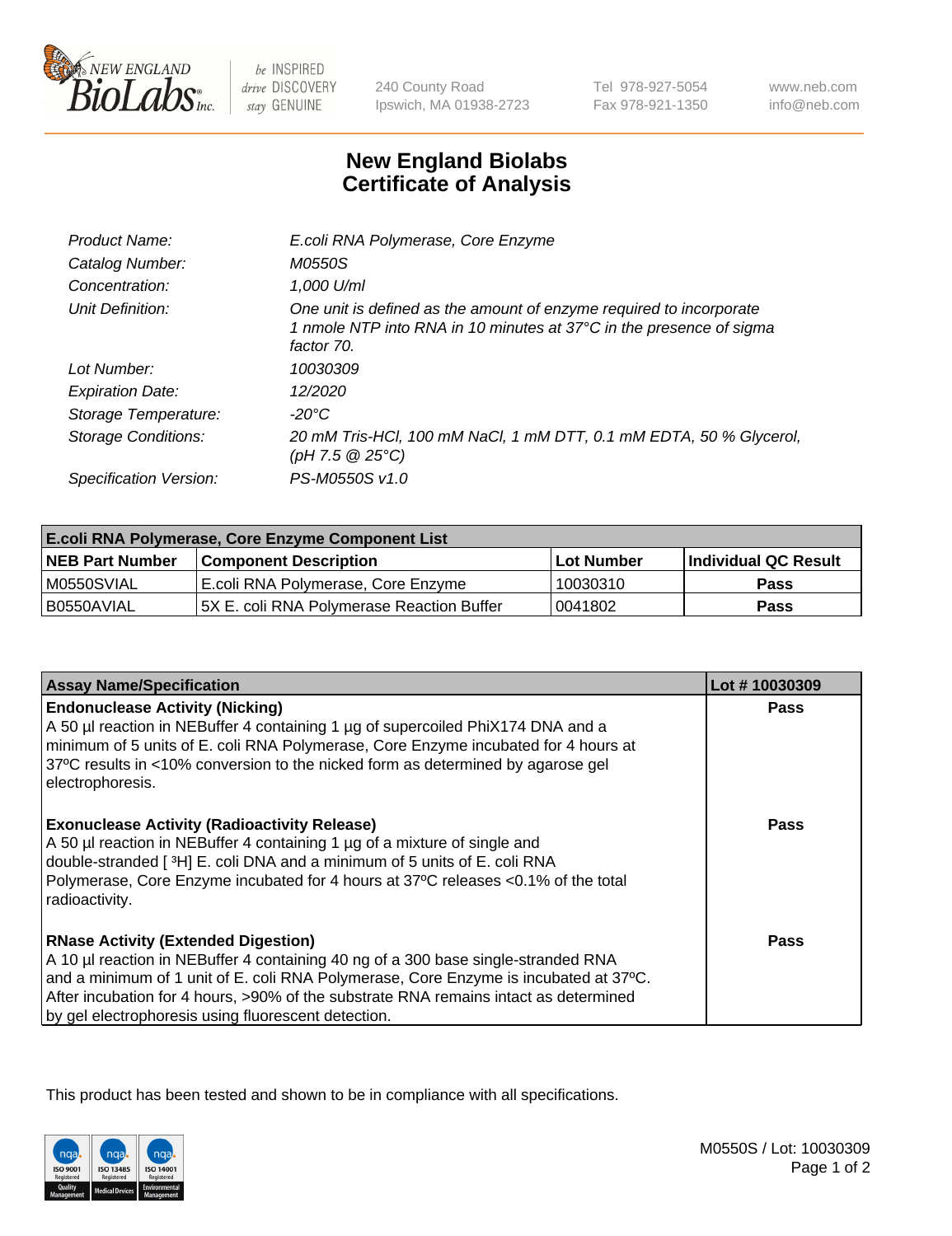# New England Biolabs Certificate of Analysis

| | |
|---|---|
| *Product Name:* | *E.coli RNA Polymerase, Core Enzyme* |
| *Catalog Number:* | *M0550S* |
| *Concentration:* | *1,000 U/ml* |
| *Unit Definition:* | *One unit is defined as the amount of enzyme required to incorporate 1 nmole NTP into RNA in 10 minutes at 37°C in the presence of sigma factor 70.* |
| *Lot Number:* | *10030309* |
| *Expiration Date:* | *12/2020* |
| *Storage Temperature:* | *-20°C* |
| *Storage Conditions:* | *20 mM Tris-HCl, 100 mM NaCl, 1 mM DTT, 0.1 mM EDTA, 50 % Glycerol, (pH 7.5 @ 25°C)* |
| *Specification Version:* | *PS-M0550S v1.0* |

| **E.coli RNA Polymerase, Core Enzyme Component List** | | | |
|---|---|---|---|
| **NEB Part Number** | **Component Description** | **Lot Number** | **Individual QC Result** |
| M0550SVIAL | E.coli RNA Polymerase, Core Enzyme | 10030310 | **Pass** |
| B0550AVIAL | 5X E. coli RNA Polymerase Reaction Buffer | 0041802 | **Pass** |

| **Assay Name/Specification** | **Lot # 10030309** |
|---|---|
| **Endonuclease Activity (Nicking)**<br>A 50 µl reaction in NEBuffer 4 containing 1 µg of supercoiled PhiX174 DNA and a minimum of 5 units of E. coli RNA Polymerase, Core Enzyme incubated for 4 hours at 37ºC results in <10% conversion to the nicked form as determined by agarose gel electrophoresis. | **Pass** |
| **Exonuclease Activity (Radioactivity Release)**<br>A 50 µl reaction in NEBuffer 4 containing 1 µg of a mixture of single and double-stranded [ $^{3}$H] E. coli DNA and a minimum of 5 units of E. coli RNA Polymerase, Core Enzyme incubated for 4 hours at 37ºC releases <0.1% of the total radioactivity. | **Pass** |
| **RNase Activity (Extended Digestion)**<br>A 10 µl reaction in NEBuffer 4 containing 40 ng of a 300 base single-stranded RNA and a minimum of 1 unit of E. coli RNA Polymerase, Core Enzyme is incubated at 37ºC. After incubation for 4 hours, >90% of the substrate RNA remains intact as determined by gel electrophoresis using fluorescent detection. | **Pass** |

This product has been tested and shown to be in compliance with all specifications.

M0550S / Lot: 10030309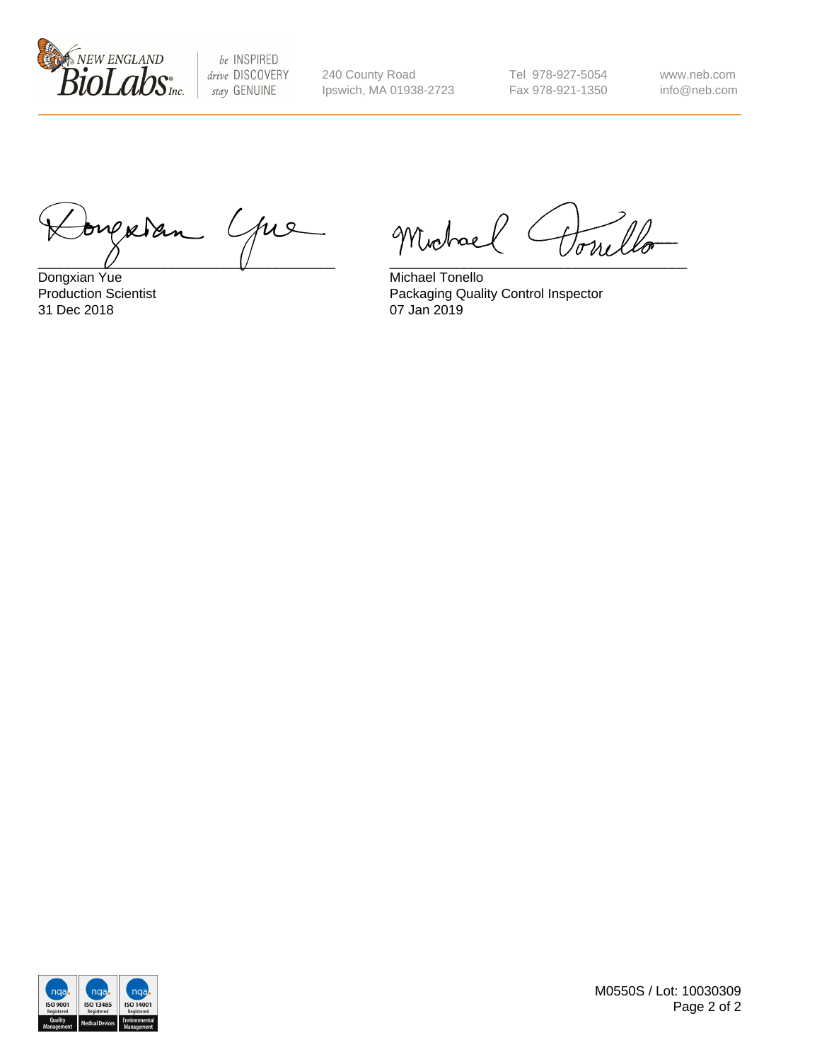Dongxian Yue
Production Scientist
31 Dec 2018

Michael Tonello
Packaging Quality Control Inspector
07 Jan 2019

M0550S / Lot: 10030309